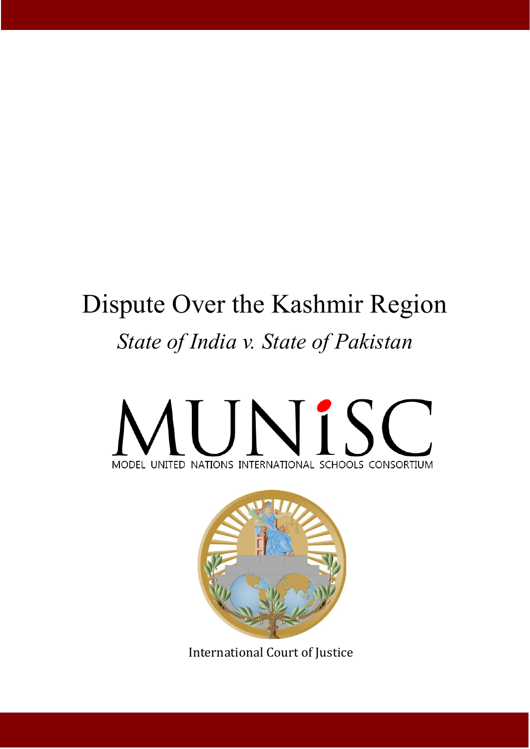# Dispute Over the Kashmir Region

*State of India v. State of Pakistan*

MUNiSC

MODEL UNITED NATIONS INTERNATIONAL SCHOOLS CONSORTIUM

International Court of Justice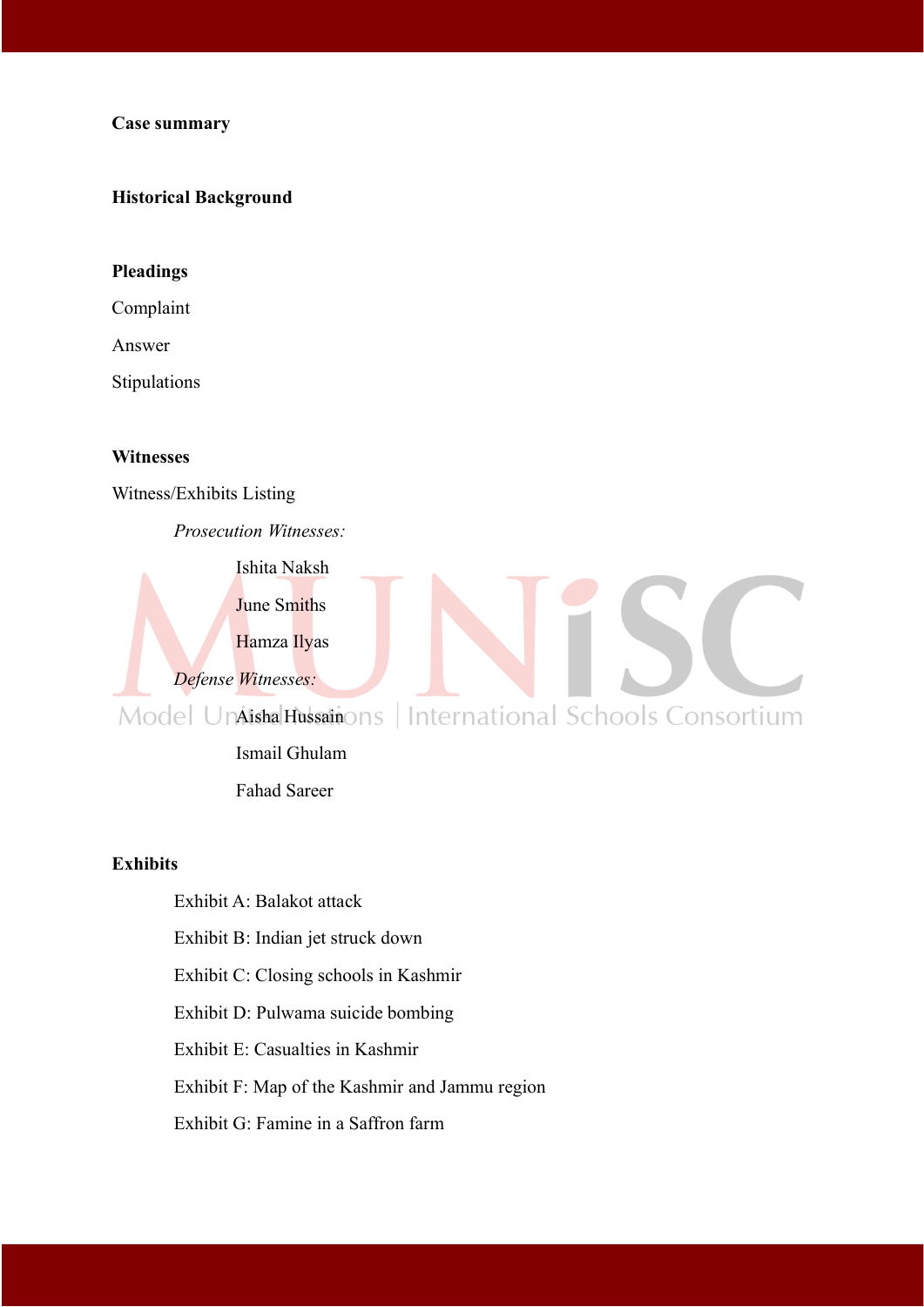**Case summary**

**Historical Background**

**Pleadings**

Complaint

Answer

Stipulations

**Witnesses**

Witness/Exhibits Listing

*Prosecution Witnesses:*

Ishita Naksh

June Smiths

Hamza Ilyas

*Defense Witnesses:*

Aisha Hussain

Ismail Ghulam

Fahad Sareer

**Exhibits**

Exhibit A: Balakot attack

Exhibit B: Indian jet struck down

Exhibit C: Closing schools in Kashmir

Exhibit D: Pulwama suicide bombing

Exhibit E: Casualties in Kashmir

Exhibit F: Map of the Kashmir and Jammu region

Exhibit G: Famine in a Saffron farm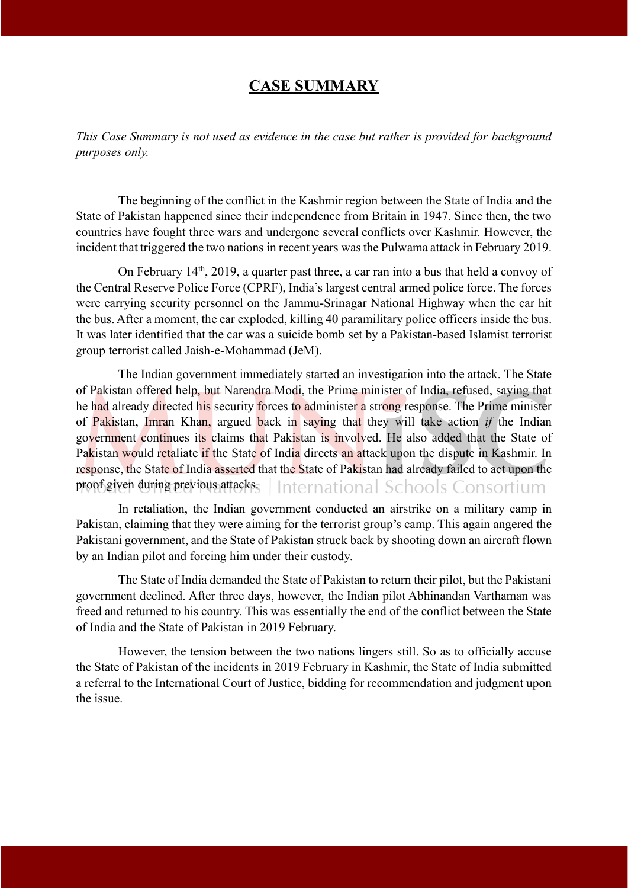# CASE SUMMARY

*This Case Summary is not used as evidence in the case but rather is provided for background purposes only.*

The beginning of the conflict in the Kashmir region between the State of India and the State of Pakistan happened since their independence from Britain in 1947. Since then, the two countries have fought three wars and undergone several conflicts over Kashmir. However, the incident that triggered the two nations in recent years was the Pulwama attack in February 2019.

On February 14th, 2019, a quarter past three, a car ran into a bus that held a convoy of the Central Reserve Police Force (CPRF), India's largest central armed police force. The forces were carrying security personnel on the Jammu-Srinagar National Highway when the car hit the bus. After a moment, the car exploded, killing 40 paramilitary police officers inside the bus. It was later identified that the car was a suicide bomb set by a Pakistan-based Islamist terrorist group terrorist called Jaish-e-Mohammad (JeM).

The Indian government immediately started an investigation into the attack. The State of Pakistan offered help, but Narendra Modi, the Prime minister of India, refused, saying that he had already directed his security forces to administer a strong response. The Prime minister of Pakistan, Imran Khan, argued back in saying that they will take action *if* the Indian government continues its claims that Pakistan is involved. He also added that the State of Pakistan would retaliate if the State of India directs an attack upon the dispute in Kashmir. In response, the State of India asserted that the State of Pakistan had already failed to act upon the proof given during previous attacks.

In retaliation, the Indian government conducted an airstrike on a military camp in Pakistan, claiming that they were aiming for the terrorist group's camp. This again angered the Pakistani government, and the State of Pakistan struck back by shooting down an aircraft flown by an Indian pilot and forcing him under their custody.

The State of India demanded the State of Pakistan to return their pilot, but the Pakistani government declined. After three days, however, the Indian pilot Abhinandan Varthaman was freed and returned to his country. This was essentially the end of the conflict between the State of India and the State of Pakistan in 2019 February.

However, the tension between the two nations lingers still. So as to officially accuse the State of Pakistan of the incidents in 2019 February in Kashmir, the State of India submitted a referral to the International Court of Justice, bidding for recommendation and judgment upon the issue.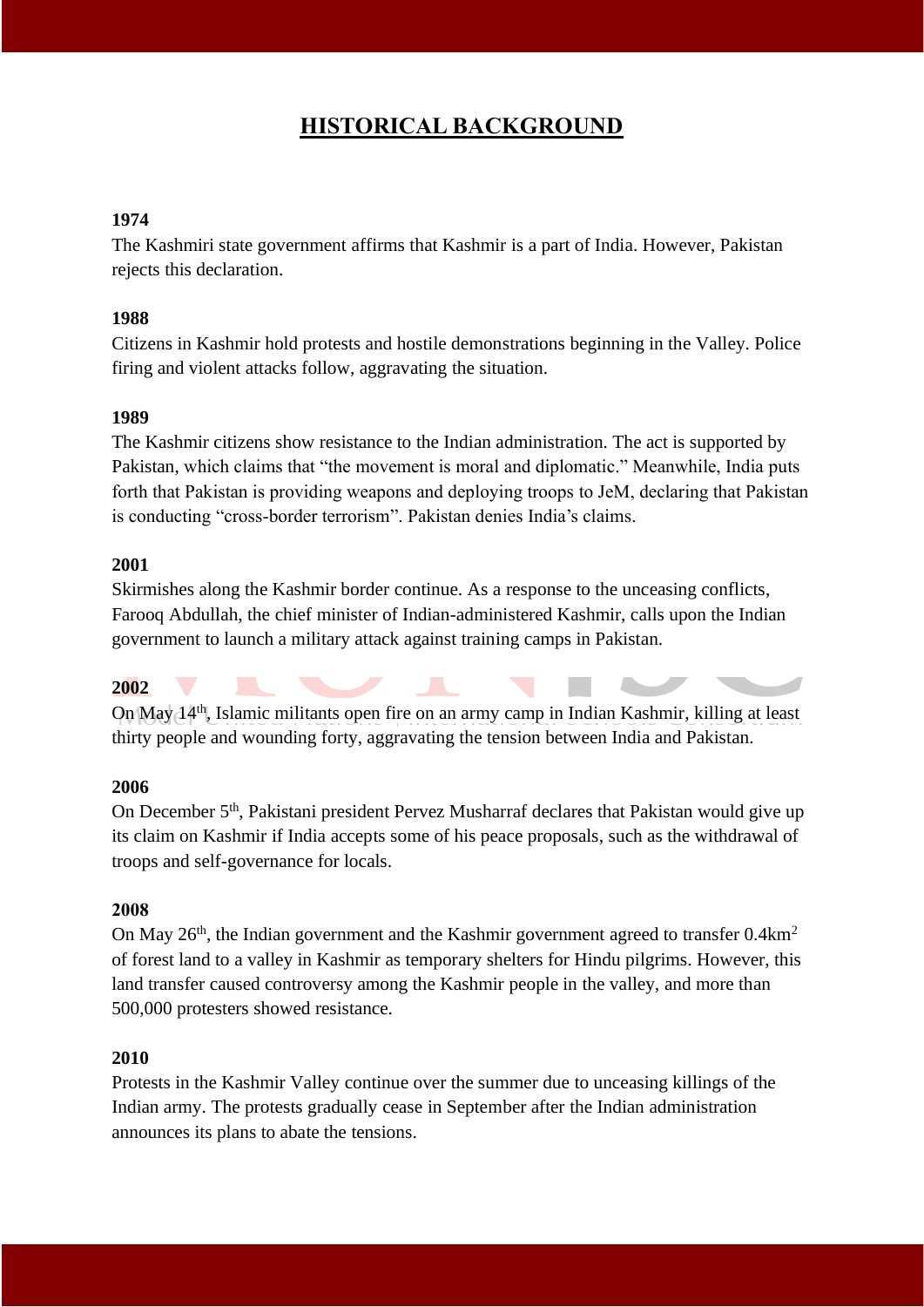# HISTORICAL BACKGROUND

**1974**

The Kashmiri state government affirms that Kashmir is a part of India. However, Pakistan rejects this declaration.

**1988**

Citizens in Kashmir hold protests and hostile demonstrations beginning in the Valley. Police firing and violent attacks follow, aggravating the situation.

**1989**

The Kashmir citizens show resistance to the Indian administration. The act is supported by Pakistan, which claims that "the movement is moral and diplomatic." Meanwhile, India puts forth that Pakistan is providing weapons and deploying troops to JeM, declaring that Pakistan is conducting "cross-border terrorism". Pakistan denies India's claims.

**2001**

Skirmishes along the Kashmir border continue. As a response to the unceasing conflicts, Farooq Abdullah, the chief minister of Indian-administered Kashmir, calls upon the Indian government to launch a military attack against training camps in Pakistan.

**2002**

On May 14th, Islamic militants open fire on an army camp in Indian Kashmir, killing at least thirty people and wounding forty, aggravating the tension between India and Pakistan.

**2006**

On December 5th, Pakistani president Pervez Musharraf declares that Pakistan would give up its claim on Kashmir if India accepts some of his peace proposals, such as the withdrawal of troops and self-governance for locals.

**2008**

On May 26th, the Indian government and the Kashmir government agreed to transfer 0.4km$^2$ of forest land to a valley in Kashmir as temporary shelters for Hindu pilgrims. However, this land transfer caused controversy among the Kashmir people in the valley, and more than 500,000 protesters showed resistance.

**2010**

Protests in the Kashmir Valley continue over the summer due to unceasing killings of the Indian army. The protests gradually cease in September after the Indian administration announces its plans to abate the tensions.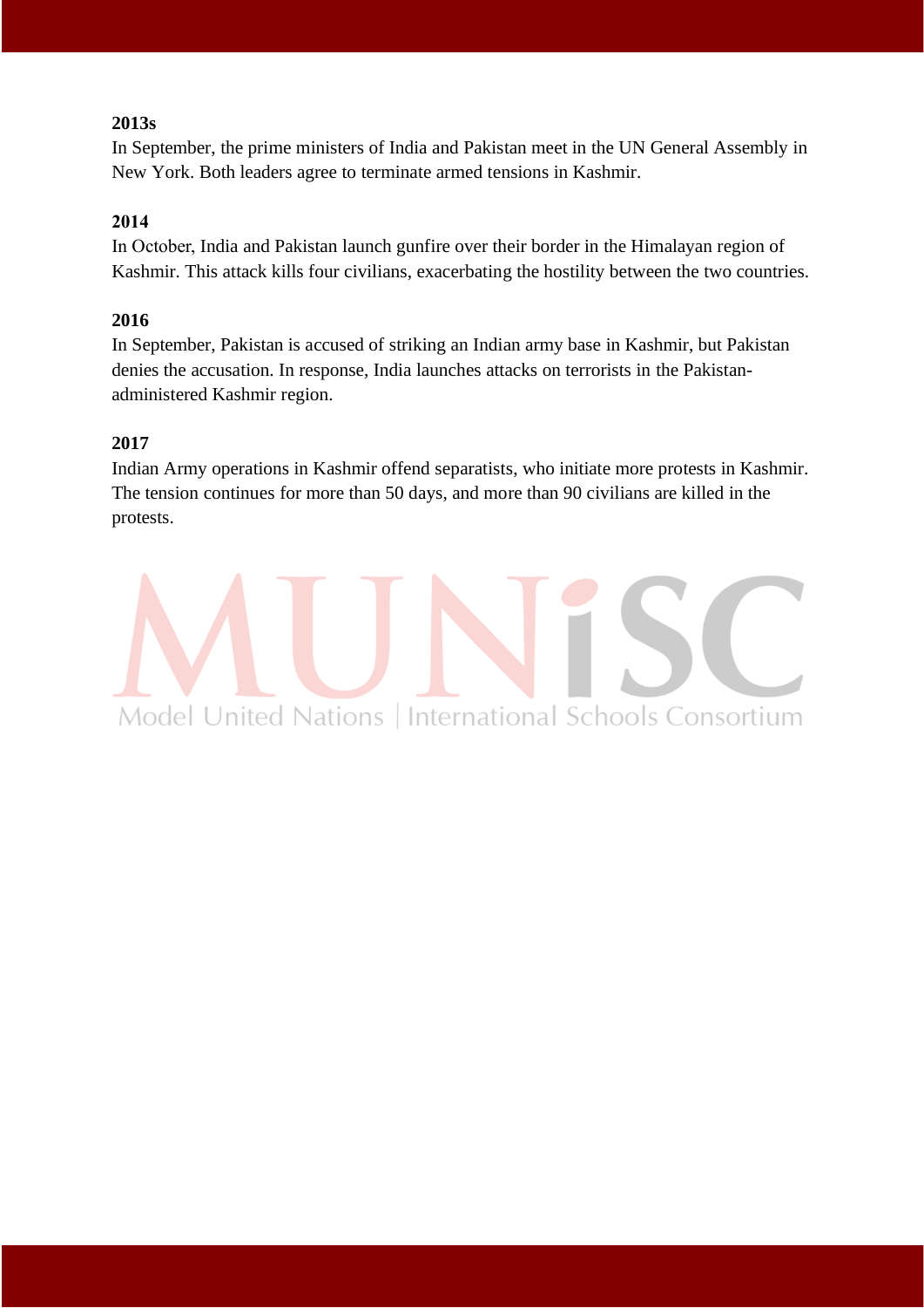**2013s**

In September, the prime ministers of India and Pakistan meet in the UN General Assembly in New York. Both leaders agree to terminate armed tensions in Kashmir.

**2014**

In October, India and Pakistan launch gunfire over their border in the Himalayan region of Kashmir. This attack kills four civilians, exacerbating the hostility between the two countries.

**2016**

In September, Pakistan is accused of striking an Indian army base in Kashmir, but Pakistan denies the accusation. In response, India launches attacks on terrorists in the Pakistan-administered Kashmir region.

**2017**

Indian Army operations in Kashmir offend separatists, who initiate more protests in Kashmir. The tension continues for more than 50 days, and more than 90 civilians are killed in the protests.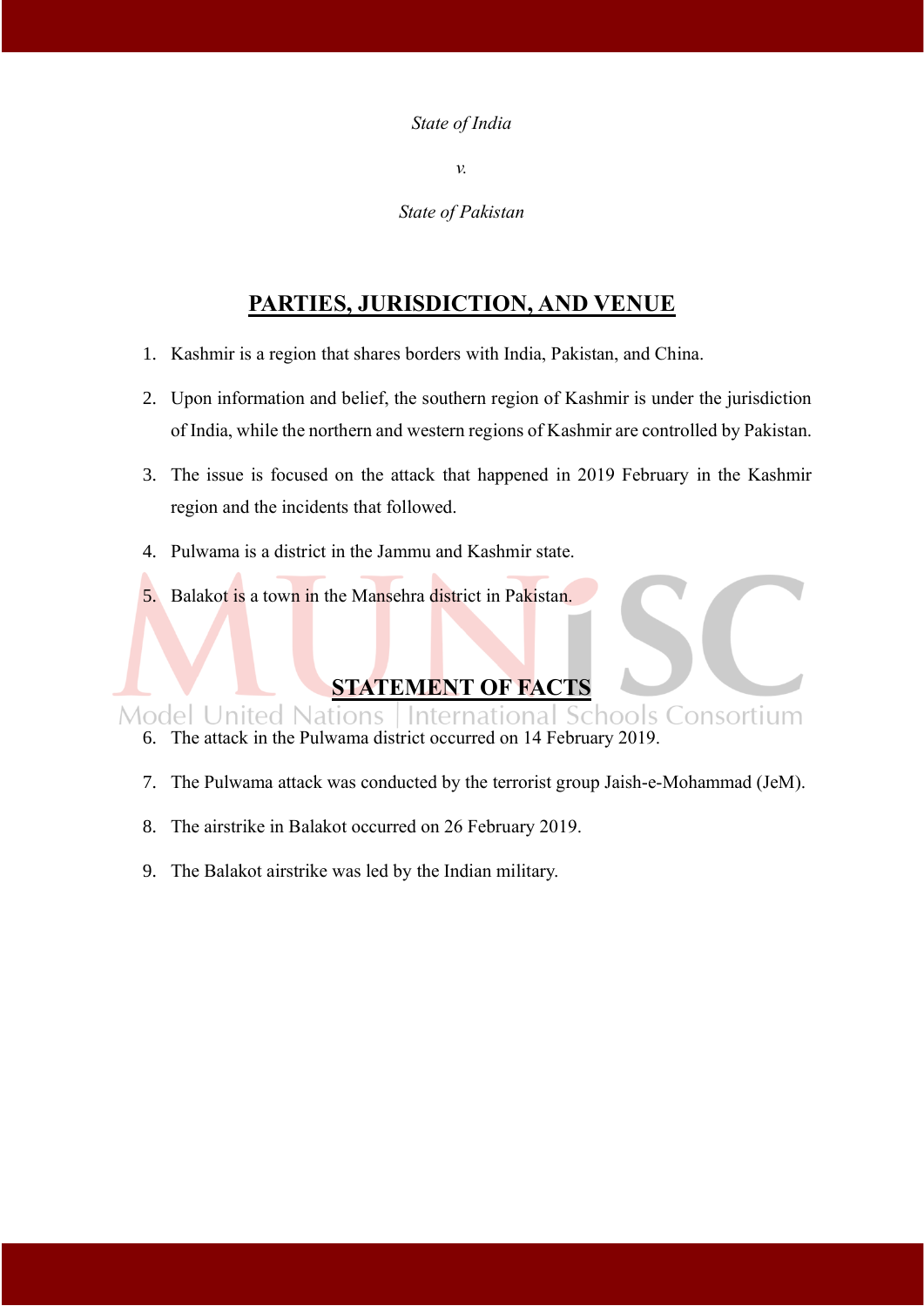*State of India*

*v.*

*State of Pakistan*

## PARTIES, JURISDICTION, AND VENUE

1. Kashmir is a region that shares borders with India, Pakistan, and China.
2. Upon information and belief, the southern region of Kashmir is under the jurisdiction of India, while the northern and western regions of Kashmir are controlled by Pakistan.
3. The issue is focused on the attack that happened in 2019 February in the Kashmir region and the incidents that followed.
4. Pulwama is a district in the Jammu and Kashmir state.
5. Balakot is a town in the Mansehra district in Pakistan.

## STATEMENT OF FACTS

6. The attack in the Pulwama district occurred on 14 February 2019.
7. The Pulwama attack was conducted by the terrorist group Jaish-e-Mohammad (JeM).
8. The airstrike in Balakot occurred on 26 February 2019.
9. The Balakot airstrike was led by the Indian military.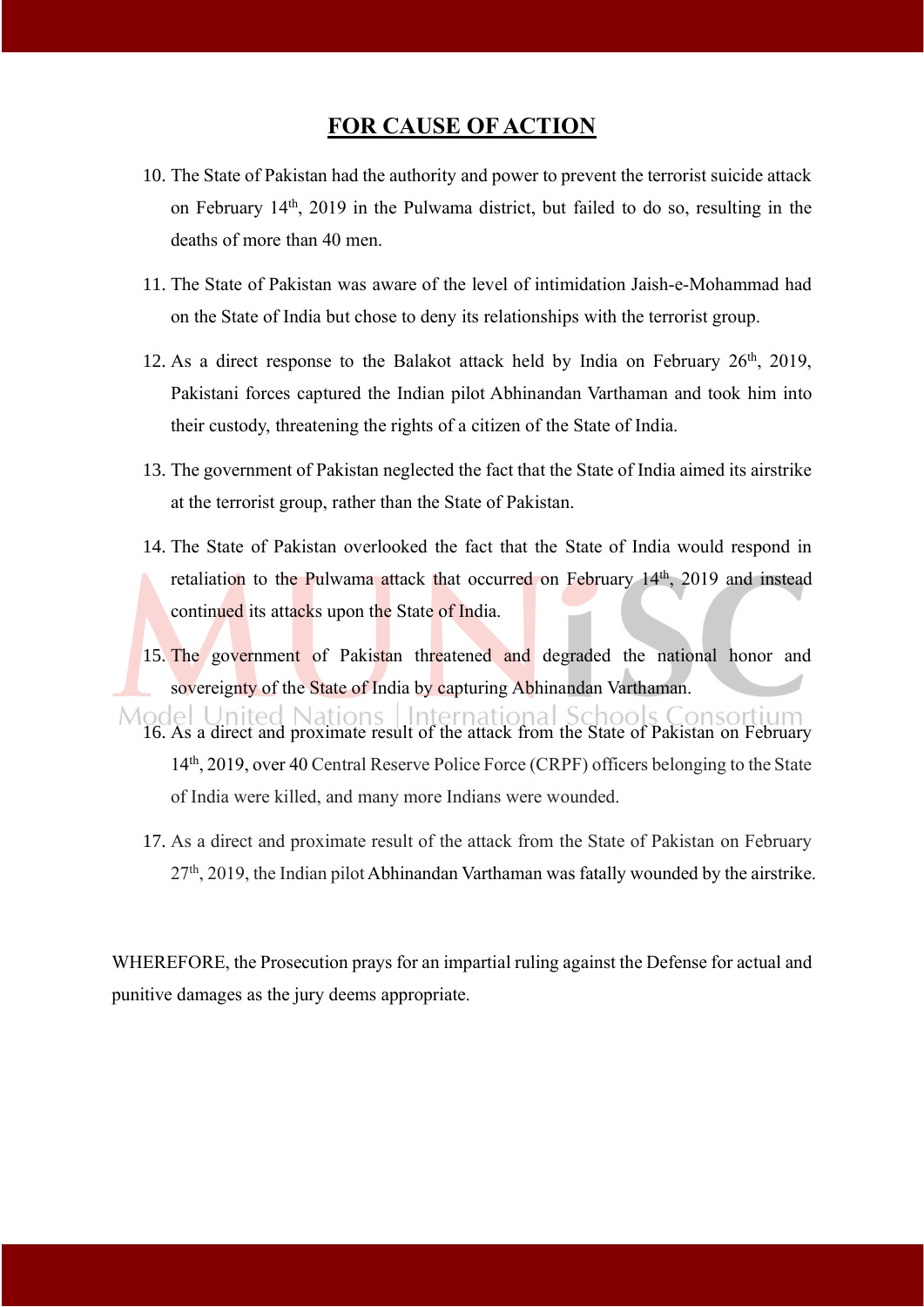## FOR CAUSE OF ACTION

10. The State of Pakistan had the authority and power to prevent the terrorist suicide attack on February 14th, 2019 in the Pulwama district, but failed to do so, resulting in the deaths of more than 40 men.

11. The State of Pakistan was aware of the level of intimidation Jaish-e-Mohammad had on the State of India but chose to deny its relationships with the terrorist group.

12. As a direct response to the Balakot attack held by India on February 26th, 2019, Pakistani forces captured the Indian pilot Abhinandan Varthaman and took him into their custody, threatening the rights of a citizen of the State of India.

13. The government of Pakistan neglected the fact that the State of India aimed its airstrike at the terrorist group, rather than the State of Pakistan.

14. The State of Pakistan overlooked the fact that the State of India would respond in retaliation to the Pulwama attack that occurred on February 14th, 2019 and instead continued its attacks upon the State of India.

15. The government of Pakistan threatened and degraded the national honor and sovereignty of the State of India by capturing Abhinandan Varthaman.

16. As a direct and proximate result of the attack from the State of Pakistan on February 14th, 2019, over 40 Central Reserve Police Force (CRPF) officers belonging to the State of India were killed, and many more Indians were wounded.

17. As a direct and proximate result of the attack from the State of Pakistan on February 27th, 2019, the Indian pilot Abhinandan Varthaman was fatally wounded by the airstrike.

WHEREFORE, the Prosecution prays for an impartial ruling against the Defense for actual and punitive damages as the jury deems appropriate.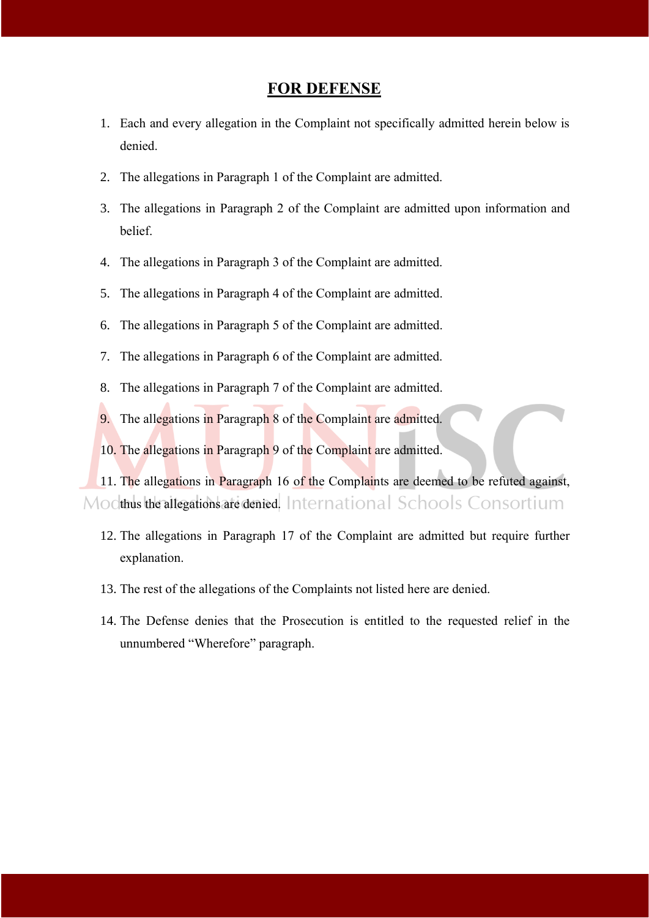## FOR DEFENSE

1. Each and every allegation in the Complaint not specifically admitted herein below is denied.
2. The allegations in Paragraph 1 of the Complaint are admitted.
3. The allegations in Paragraph 2 of the Complaint are admitted upon information and belief.
4. The allegations in Paragraph 3 of the Complaint are admitted.
5. The allegations in Paragraph 4 of the Complaint are admitted.
6. The allegations in Paragraph 5 of the Complaint are admitted.
7. The allegations in Paragraph 6 of the Complaint are admitted.
8. The allegations in Paragraph 7 of the Complaint are admitted.
9. The allegations in Paragraph 8 of the Complaint are admitted.
10. The allegations in Paragraph 9 of the Complaint are admitted.
11. The allegations in Paragraph 16 of the Complaints are deemed to be refuted against, thus the allegations are denied.
12. The allegations in Paragraph 17 of the Complaint are admitted but require further explanation.
13. The rest of the allegations of the Complaints not listed here are denied.
14. The Defense denies that the Prosecution is entitled to the requested relief in the unnumbered "Wherefore" paragraph.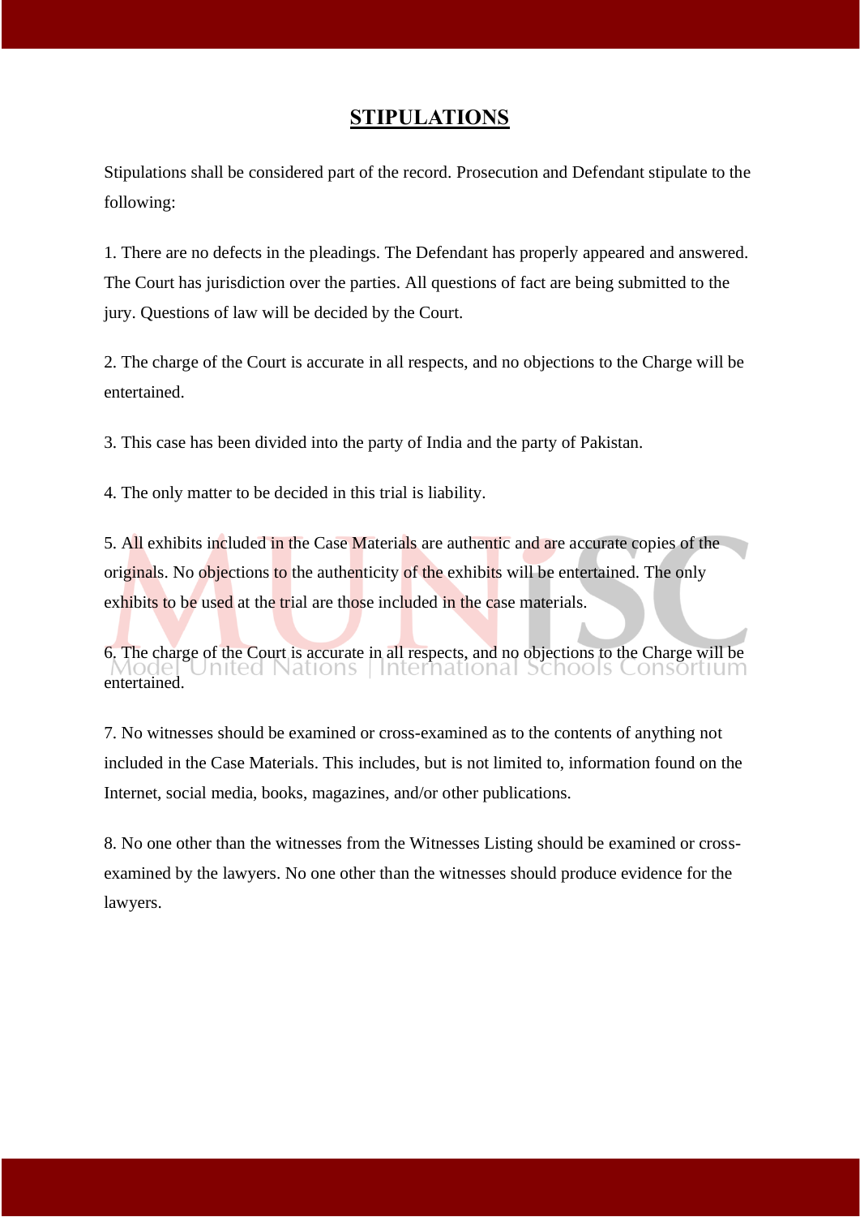# STIPULATIONS

Stipulations shall be considered part of the record. Prosecution and Defendant stipulate to the following:

1. There are no defects in the pleadings. The Defendant has properly appeared and answered. The Court has jurisdiction over the parties. All questions of fact are being submitted to the jury. Questions of law will be decided by the Court.

2. The charge of the Court is accurate in all respects, and no objections to the Charge will be entertained.

3. This case has been divided into the party of India and the party of Pakistan.

4. The only matter to be decided in this trial is liability.

5. All exhibits included in the Case Materials are authentic and are accurate copies of the originals. No objections to the authenticity of the exhibits will be entertained. The only exhibits to be used at the trial are those included in the case materials.

6. The charge of the Court is accurate in all respects, and no objections to the Charge will be entertained.

7. No witnesses should be examined or cross-examined as to the contents of anything not included in the Case Materials. This includes, but is not limited to, information found on the Internet, social media, books, magazines, and/or other publications.

8. No one other than the witnesses from the Witnesses Listing should be examined or cross-examined by the lawyers. No one other than the witnesses should produce evidence for the lawyers.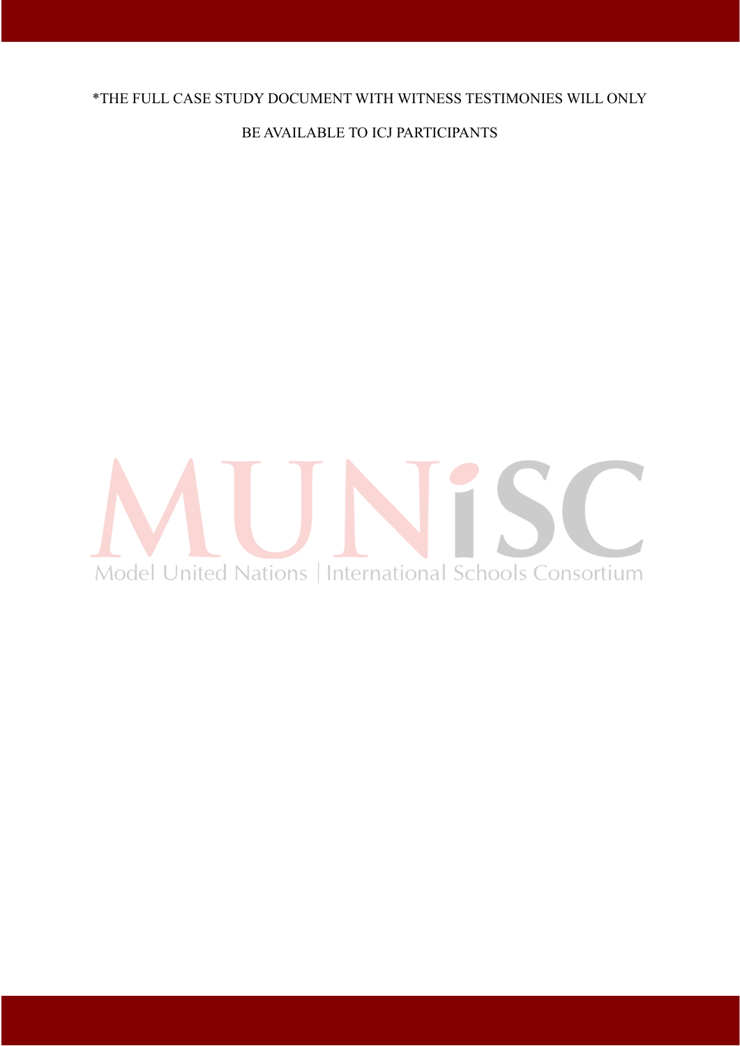*THE FULL CASE STUDY DOCUMENT WITH WITNESS TESTIMONIES WILL ONLY BE AVAILABLE TO ICJ PARTICIPANTS